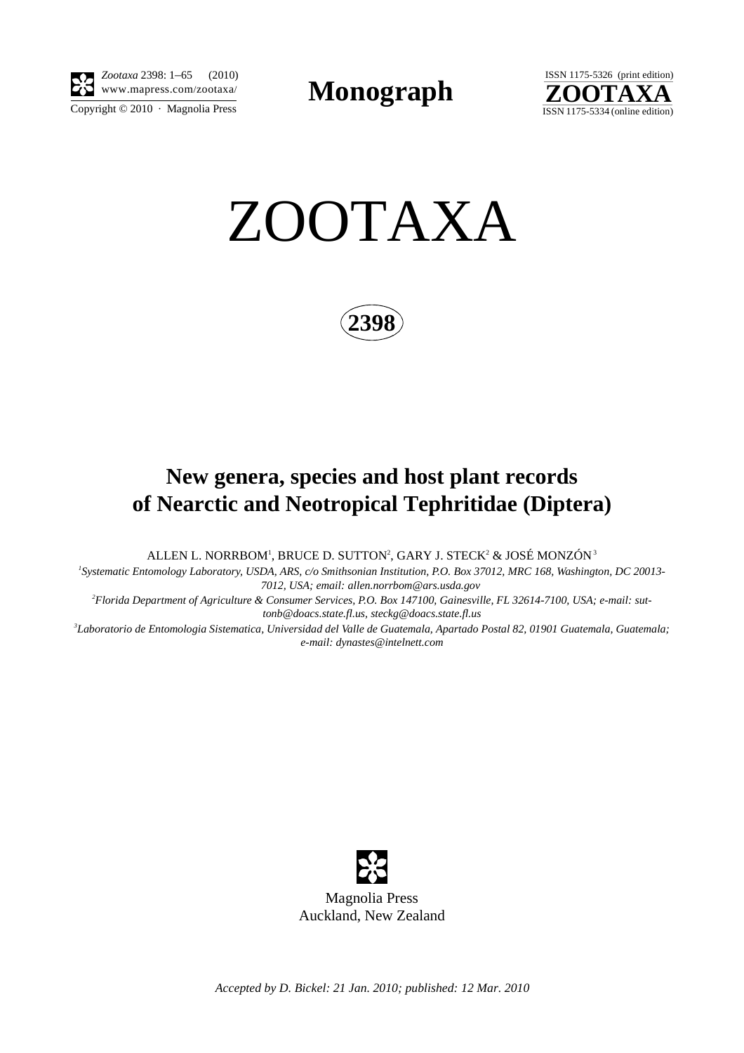# ZOOTAXA

**2398**

## New genera, species and host plant records of Nearctic and Neotropical Tephritidae (Diptera)

ALLEN L. NORRBOM[1], BRUCE D. SUTTON[2], GARY J. STECK[2] & JOSÉ MONZÓN[3]

[1]*Systematic Entomology Laboratory, USDA, ARS, c/o Smithsonian Institution, P.O. Box 37012, MRC 168, Washington, DC 20013-7012, USA; email: allen.norrbom@ars.usda.gov*

[2]*Florida Department of Agriculture & Consumer Services, P.O. Box 147100, Gainesville, FL 32614-7100, USA; e-mail: suttonb@doacs.state.fl.us, steckg@doacs.state.fl.us*

[3]*Laboratorio de Entomologia Sistematica, Universidad del Valle de Guatemala, Apartado Postal 82, 01901 Guatemala, Guatemala; e-mail: dynastes@intelnett.com*

Magnolia Press
Auckland, New Zealand

*Accepted by D. Bickel: 21 Jan. 2010; published: 12 Mar. 2010*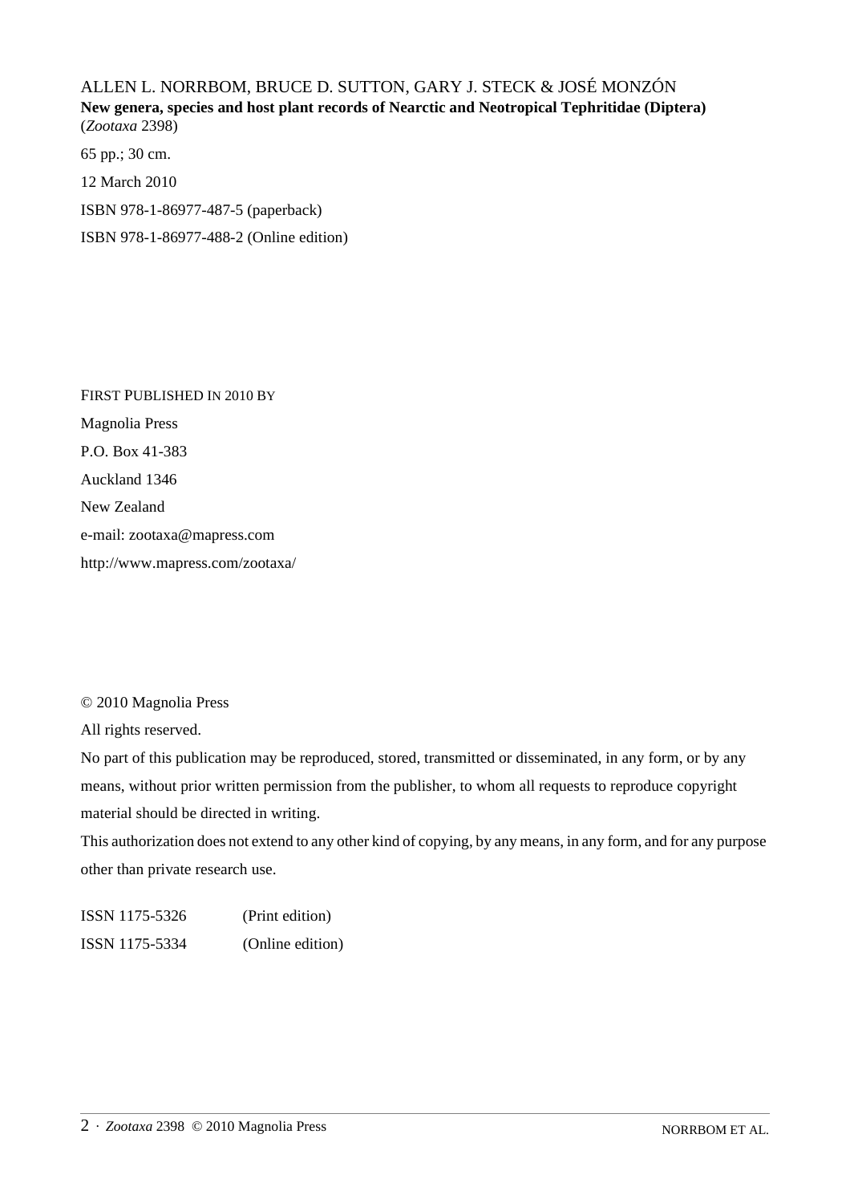ALLEN L. NORRBOM, BRUCE D. SUTTON, GARY J. STECK & JOSÉ MONZÓN
**New genera, species and host plant records of Nearctic and Neotropical Tephritidae (Diptera)**
(*Zootaxa* 2398)

65 pp.; 30 cm.

12 March 2010

ISBN 978-1-86977-487-5 (paperback)

ISBN 978-1-86977-488-2 (Online edition)

FIRST PUBLISHED IN 2010 BY

Magnolia Press

P.O. Box 41-383

Auckland 1346

New Zealand

e-mail: zootaxa@mapress.com

http://www.mapress.com/zootaxa/

© 2010 Magnolia Press

All rights reserved.

No part of this publication may be reproduced, stored, transmitted or disseminated, in any form, or by any means, without prior written permission from the publisher, to whom all requests to reproduce copyright material should be directed in writing.

This authorization does not extend to any other kind of copying, by any means, in any form, and for any purpose other than private research use.

ISSN 1175-5326 (Print edition)

ISSN 1175-5334 (Online edition)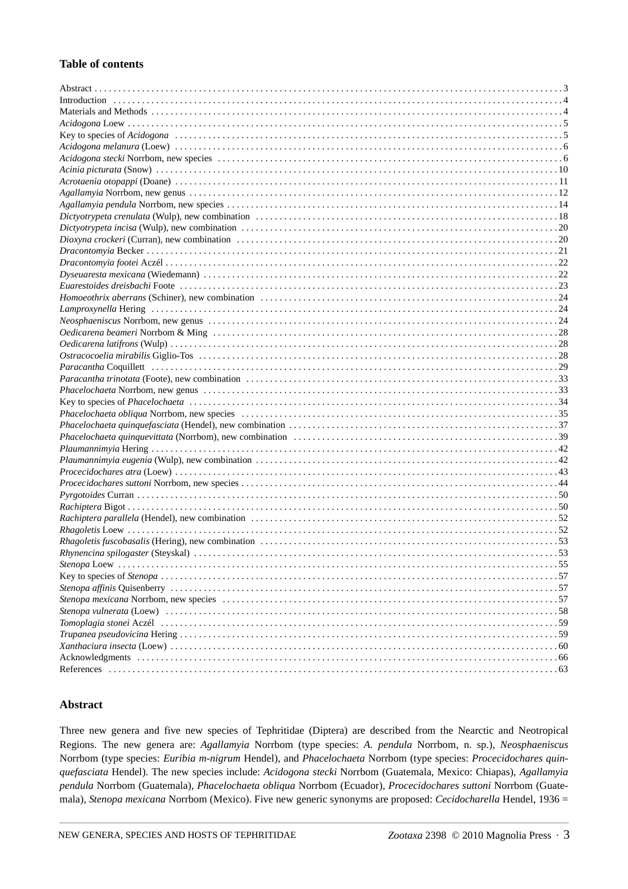## Table of contents

Abstract . . . 3
Introduction . . . 4
Materials and Methods . . . 4
*Acidogona* Loew . . . 5
Key to species of *Acidogona* . . . 5
*Acidogona melanura* (Loew) . . . 6
*Acidogona stecki* Norrbom, new species . . . 6
*Acinia picturata* (Snow) . . . 10
*Acrotaenia otopappi* (Doane) . . . 11
*Agallamyia* Norrbom, new genus . . . 12
*Agallamyia pendula* Norrbom, new species . . . 14
*Dictyotrypeta crenulata* (Wulp), new combination . . . 18
*Dictyotrypeta incisa* (Wulp), new combination . . . 20
*Dioxyna crockeri* (Curran), new combination . . . 20
*Dracontomyia* Becker . . . 21
*Dracontomyia footei* Aczél . . . 22
*Dyseuaresta mexicana* (Wiedemann) . . . 22
*Euarestoides dreisbachi* Foote . . . 23
*Homoeothrix aberrans* (Schiner), new combination . . . 24
*Lamproxynella* Hering . . . 24
*Neosphaeniscus* Norrbom, new genus . . . 24
*Oedicarena beameri* Norrbom & Ming . . . 28
*Oedicarena latifrons* (Wulp) . . . 28
*Ostracocoelia mirabilis* Giglio-Tos . . . 28
*Paracantha* Coquillett . . . 29
*Paracantha trinotata* (Foote), new combination . . . 33
*Phacelochaeta* Norrbom, new genus . . . 33
Key to species of *Phacelochaeta* . . . 34
*Phacelochaeta obliqua* Norrbom, new species . . . 35
*Phacelochaeta quinquefasciata* (Hendel), new combination . . . 37
*Phacelochaeta quinquevittata* (Norrbom), new combination . . . 39
*Plaumannimyia* Hering . . . 42
*Plaumannimyia eugenia* (Wulp), new combination . . . 42
*Procecidochares atra* (Loew) . . . 43
*Procecidochares suttoni* Norrbom, new species . . . 44
*Pyrgotoides* Curran . . . 50
*Rachiptera* Bigot . . . 50
*Rachiptera parallela* (Hendel), new combination . . . 52
*Rhagoletis* Loew . . . 52
*Rhagoletis fuscobasalis* (Hering), new combination . . . 53
*Rhynencina spilogaster* (Steyskal) . . . 53
*Stenopa* Loew . . . 55
Key to species of *Stenopa* . . . 57
*Stenopa affinis* Quisenberry . . . 57
*Stenopa mexicana* Norrbom, new species . . . 57
*Stenopa vulnerata* (Loew) . . . 58
*Tomoplagia stonei* Aczél . . . 59
*Trupanea pseudovicina* Hering . . . 59
*Xanthaciura insecta* (Loew) . . . 60
Acknowledgments . . . 66
References . . . 63

## Abstract

Three new genera and five new species of Tephritidae (Diptera) are described from the Nearctic and Neotropical Regions. The new genera are: *Agallamyia* Norrbom (type species: *A. pendula* Norrbom, n. sp.), *Neosphaeniscus* Norrbom (type species: *Euribia m-nigrum* Hendel), and *Phacelochaeta* Norrbom (type species: *Procecidochares quinquefasciata* Hendel). The new species include: *Acidogona stecki* Norrbom (Guatemala, Mexico: Chiapas), *Agallamyia pendula* Norrbom (Guatemala), *Phacelochaeta obliqua* Norrbom (Ecuador), *Procecidochares suttoni* Norrbom (Guatemala), *Stenopa mexicana* Norrbom (Mexico). Five new generic synonyms are proposed: *Cecidocharella* Hendel, 1936 =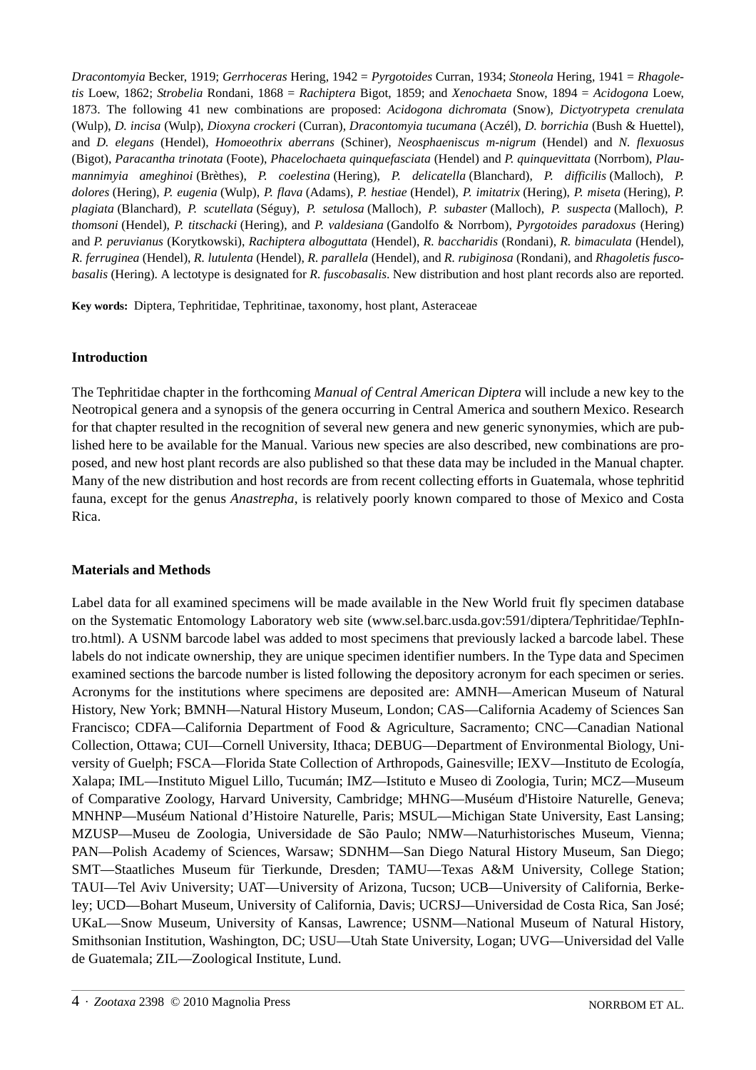*Dracontomyia* Becker, 1919; *Gerrhoceras* Hering, 1942 = *Pyrgotoides* Curran, 1934; *Stoneola* Hering, 1941 = *Rhagoletis* Loew, 1862; *Strobelia* Rondani, 1868 = *Rachiptera* Bigot, 1859; and *Xenochaeta* Snow, 1894 = *Acidogona* Loew, 1873. The following 41 new combinations are proposed: *Acidogona dichromata* (Snow), *Dictyotrypeta crenulata* (Wulp), *D. incisa* (Wulp), *Dioxyna crockeri* (Curran), *Dracontomyia tucumana* (Aczél), *D. borrichia* (Bush & Huettel), and *D. elegans* (Hendel), *Homoeothrix aberrans* (Schiner), *Neosphaeniscus m-nigrum* (Hendel) and *N. flexuosus* (Bigot), *Paracantha trinotata* (Foote), *Phacelochaeta quinquefasciata* (Hendel) and *P. quinquevittata* (Norrbom), *Plaumannimyia ameghinoi* (Brèthes), *P. coelestina* (Hering), *P. delicatella* (Blanchard), *P. difficilis* (Malloch), *P. dolores* (Hering), *P. eugenia* (Wulp), *P. flava* (Adams), *P. hestiae* (Hendel), *P. imitatrix* (Hering), *P. miseta* (Hering), *P. plagiata* (Blanchard), *P. scutellata* (Séguy), *P. setulosa* (Malloch), *P. subaster* (Malloch), *P. suspecta* (Malloch), *P. thomsoni* (Hendel), *P. titschacki* (Hering), and *P. valdesiana* (Gandolfo & Norrbom), *Pyrgotoides paradoxus* (Hering) and *P. peruvianus* (Korytkowski), *Rachiptera alboguttata* (Hendel), *R. baccharidis* (Rondani), *R. bimaculata* (Hendel), *R. ferruginea* (Hendel), *R. lutulenta* (Hendel), *R. parallela* (Hendel), and *R. rubiginosa* (Rondani), and *Rhagoletis fuscobasalis* (Hering). A lectotype is designated for *R. fuscobasalis*. New distribution and host plant records also are reported.

**Key words:** Diptera, Tephritidae, Tephritinae, taxonomy, host plant, Asteraceae

## Introduction

The Tephritidae chapter in the forthcoming *Manual of Central American Diptera* will include a new key to the Neotropical genera and a synopsis of the genera occurring in Central America and southern Mexico. Research for that chapter resulted in the recognition of several new genera and new generic synonymies, which are published here to be available for the Manual. Various new species are also described, new combinations are proposed, and new host plant records are also published so that these data may be included in the Manual chapter. Many of the new distribution and host records are from recent collecting efforts in Guatemala, whose tephritid fauna, except for the genus *Anastrepha*, is relatively poorly known compared to those of Mexico and Costa Rica.

## Materials and Methods

Label data for all examined specimens will be made available in the New World fruit fly specimen database on the Systematic Entomology Laboratory web site (www.sel.barc.usda.gov:591/diptera/Tephritidae/TephIntro.html). A USNM barcode label was added to most specimens that previously lacked a barcode label. These labels do not indicate ownership, they are unique specimen identifier numbers. In the Type data and Specimen examined sections the barcode number is listed following the depository acronym for each specimen or series. Acronyms for the institutions where specimens are deposited are: AMNH—American Museum of Natural History, New York; BMNH—Natural History Museum, London; CAS—California Academy of Sciences San Francisco; CDFA—California Department of Food & Agriculture, Sacramento; CNC—Canadian National Collection, Ottawa; CUI—Cornell University, Ithaca; DEBUG—Department of Environmental Biology, University of Guelph; FSCA—Florida State Collection of Arthropods, Gainesville; IEXV—Instituto de Ecología, Xalapa; IML—Instituto Miguel Lillo, Tucumán; IMZ—Istituto e Museo di Zoologia, Turin; MCZ—Museum of Comparative Zoology, Harvard University, Cambridge; MHNG—Muséum d'Histoire Naturelle, Geneva; MNHNP—Muséum National d'Histoire Naturelle, Paris; MSUL—Michigan State University, East Lansing; MZUSP—Museu de Zoologia, Universidade de São Paulo; NMW—Naturhistorisches Museum, Vienna; PAN—Polish Academy of Sciences, Warsaw; SDNHM—San Diego Natural History Museum, San Diego; SMT—Staatliches Museum für Tierkunde, Dresden; TAMU—Texas A&M University, College Station; TAUI—Tel Aviv University; UAT—University of Arizona, Tucson; UCB—University of California, Berkeley; UCD—Bohart Museum, University of California, Davis; UCRSJ—Universidad de Costa Rica, San José; UKaL—Snow Museum, University of Kansas, Lawrence; USNM—National Museum of Natural History, Smithsonian Institution, Washington, DC; USU—Utah State University, Logan; UVG—Universidad del Valle de Guatemala; ZIL—Zoological Institute, Lund.